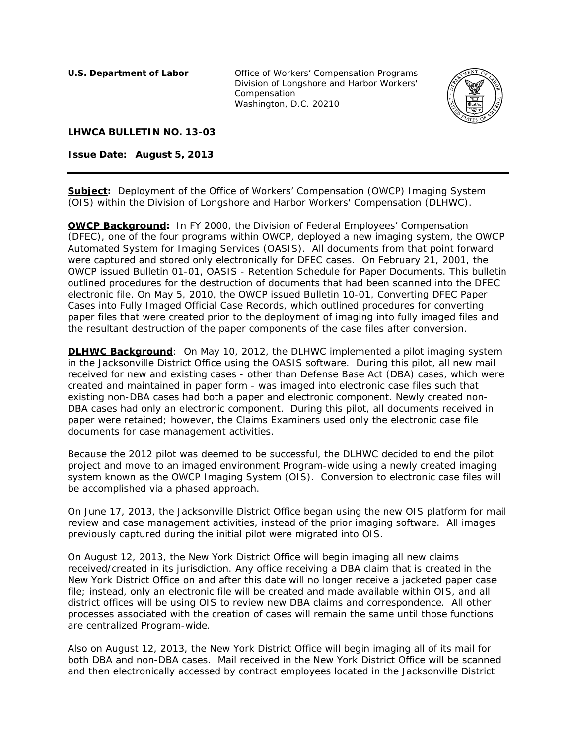**U.S. Department of Labor**

Office of Workers' Compensation Programs
Division of Longshore and Harbor Workers' Compensation
Washington, D.C. 20210

**LHWCA BULLETIN NO. 13-03**

**Issue Date: August 5, 2013**

---

**Subject:** Deployment of the Office of Workers' Compensation (OWCP) Imaging System (OIS) within the Division of Longshore and Harbor Workers' Compensation (DLHWC).

**OWCP Background:** In FY 2000, the Division of Federal Employees' Compensation (DFEC), one of the four programs within OWCP, deployed a new imaging system, the OWCP Automated System for Imaging Services (OASIS). All documents from that point forward were captured and stored only electronically for DFEC cases. On February 21, 2001, the OWCP issued Bulletin 01-01, OASIS - Retention Schedule for Paper Documents. This bulletin outlined procedures for the destruction of documents that had been scanned into the DFEC electronic file. On May 5, 2010, the OWCP issued Bulletin 10-01, Converting DFEC Paper Cases into Fully Imaged Official Case Records, which outlined procedures for converting paper files that were created prior to the deployment of imaging into fully imaged files and the resultant destruction of the paper components of the case files after conversion.

**DLHWC Background**: On May 10, 2012, the DLHWC implemented a pilot imaging system in the Jacksonville District Office using the OASIS software. During this pilot, all new mail received for new and existing cases - other than Defense Base Act (DBA) cases, which were created and maintained in paper form - was imaged into electronic case files such that existing non-DBA cases had both a paper and electronic component. Newly created non-DBA cases had only an electronic component. During this pilot, all documents received in paper were retained; however, the Claims Examiners used only the electronic case file documents for case management activities.

Because the 2012 pilot was deemed to be successful, the DLHWC decided to end the pilot project and move to an imaged environment Program-wide using a newly created imaging system known as the OWCP Imaging System (OIS). Conversion to electronic case files will be accomplished via a phased approach.

On June 17, 2013, the Jacksonville District Office began using the new OIS platform for mail review and case management activities, instead of the prior imaging software. All images previously captured during the initial pilot were migrated into OIS.

On August 12, 2013, the New York District Office will begin imaging all new claims received/created in its jurisdiction. Any office receiving a DBA claim that is created in the New York District Office on and after this date will no longer receive a jacketed paper case file; instead, only an electronic file will be created and made available within OIS, and all district offices will be using OIS to review new DBA claims and correspondence. All other processes associated with the creation of cases will remain the same until those functions are centralized Program-wide.

Also on August 12, 2013, the New York District Office will begin imaging all of its mail for both DBA and non-DBA cases. Mail received in the New York District Office will be scanned and then electronically accessed by contract employees located in the Jacksonville District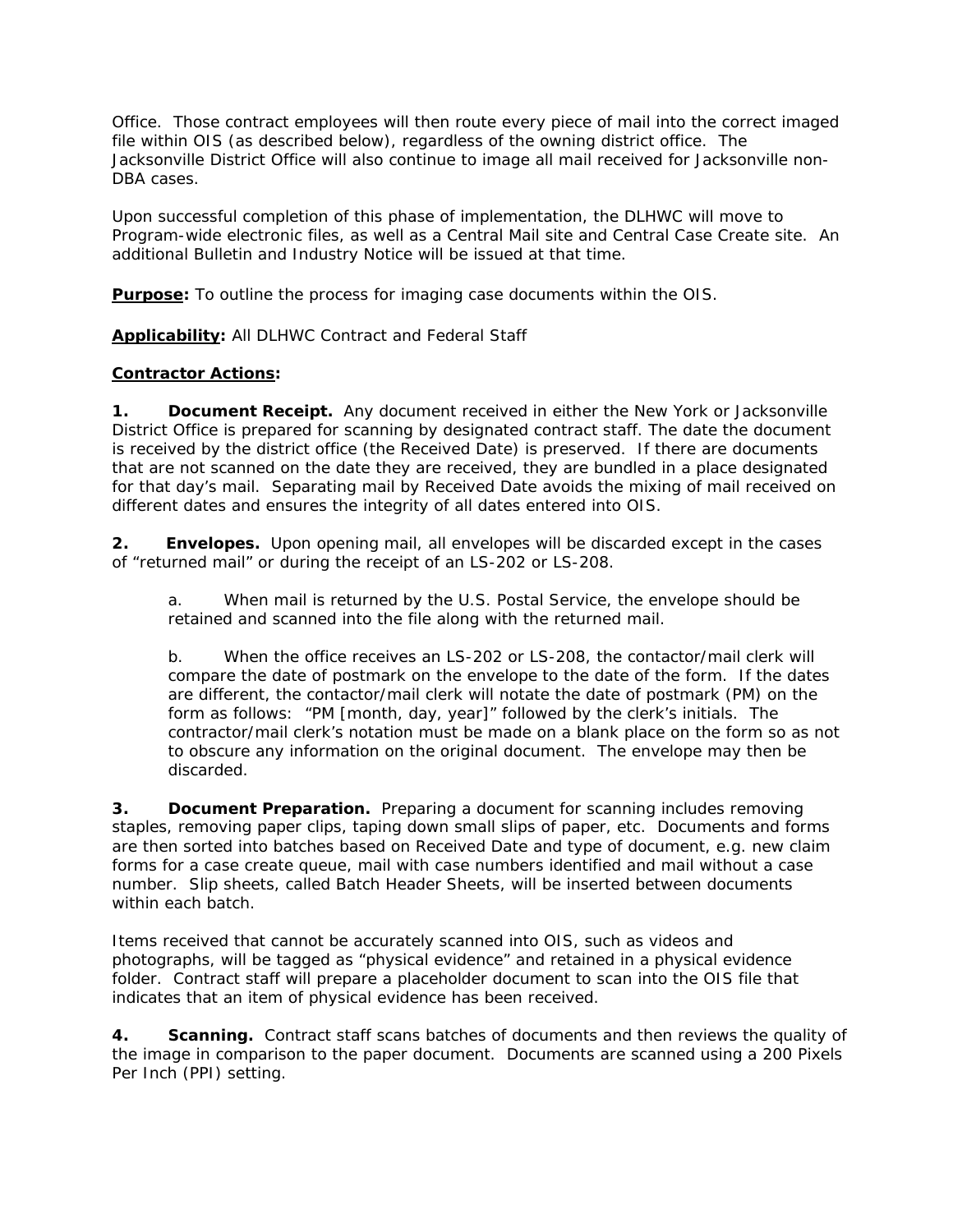Office. Those contract employees will then route every piece of mail into the correct imaged file within OIS (as described below), regardless of the owning district office. The Jacksonville District Office will also continue to image all mail received for Jacksonville non-DBA cases.

Upon successful completion of this phase of implementation, the DLHWC will move to Program-wide electronic files, as well as a Central Mail site and Central Case Create site. An additional Bulletin and Industry Notice will be issued at that time.

**<u>Purpose</u>:** To outline the process for imaging case documents within the OIS.

**<u>Applicability</u>:** All DLHWC Contract and Federal Staff

**<u>Contractor Actions</u>:**

**1. Document Receipt.** Any document received in either the New York or Jacksonville District Office is prepared for scanning by designated contract staff. The date the document is received by the district office (the Received Date) is preserved. If there are documents that are not scanned on the date they are received, they are bundled in a place designated for that day's mail. Separating mail by Received Date avoids the mixing of mail received on different dates and ensures the integrity of all dates entered into OIS.

**2. Envelopes.** Upon opening mail, all envelopes will be discarded except in the cases of "returned mail" or during the receipt of an LS-202 or LS-208.

> a. When mail is returned by the U.S. Postal Service, the envelope should be retained and scanned into the file along with the returned mail.
>
> b. When the office receives an LS-202 or LS-208, the contactor/mail clerk will compare the date of postmark on the envelope to the date of the form. If the dates are different, the contactor/mail clerk will notate the date of postmark (PM) on the form as follows: "PM [month, day, year]" followed by the clerk's initials. The contractor/mail clerk's notation must be made on a blank place on the form so as not to obscure any information on the original document. The envelope may then be discarded.

**3. Document Preparation.** Preparing a document for scanning includes removing staples, removing paper clips, taping down small slips of paper, etc. Documents and forms are then sorted into batches based on Received Date and type of document, e.g. new claim forms for a case create queue, mail with case numbers identified and mail without a case number. Slip sheets, called Batch Header Sheets, will be inserted between documents within each batch.

Items received that cannot be accurately scanned into OIS, such as videos and photographs, will be tagged as "physical evidence" and retained in a physical evidence folder. Contract staff will prepare a placeholder document to scan into the OIS file that indicates that an item of physical evidence has been received.

**4. Scanning.** Contract staff scans batches of documents and then reviews the quality of the image in comparison to the paper document. Documents are scanned using a 200 Pixels Per Inch (PPI) setting.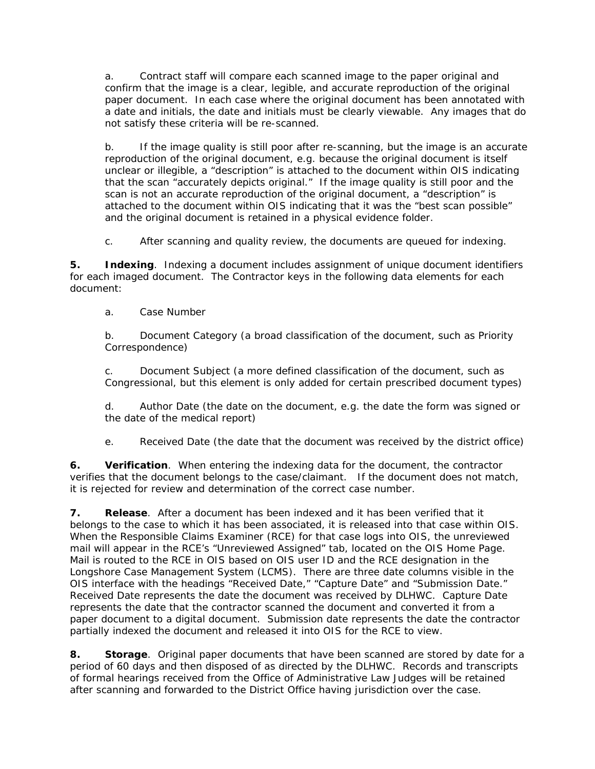a. Contract staff will compare each scanned image to the paper original and confirm that the image is a clear, legible, and accurate reproduction of the original paper document. In each case where the original document has been annotated with a date and initials, the date and initials must be clearly viewable. Any images that do not satisfy these criteria will be re-scanned.

b. If the image quality is still poor after re-scanning, but the image is an accurate reproduction of the original document, e.g. because the original document is itself unclear or illegible, a "description" is attached to the document within OIS indicating that the scan "accurately depicts original." If the image quality is still poor and the scan is not an accurate reproduction of the original document, a "description" is attached to the document within OIS indicating that it was the "best scan possible" and the original document is retained in a physical evidence folder.

c. After scanning and quality review, the documents are queued for indexing.

**5. Indexing**. Indexing a document includes assignment of unique document identifiers for each imaged document. The Contractor keys in the following data elements for each document:

a. Case Number

b. Document Category (a broad classification of the document, such as Priority Correspondence)

c. Document Subject (a more defined classification of the document, such as Congressional, but this element is only added for certain prescribed document types)

d. Author Date (the date on the document, e.g. the date the form was signed or the date of the medical report)

e. Received Date (the date that the document was received by the district office)

**6. Verification**. When entering the indexing data for the document, the contractor verifies that the document belongs to the case/claimant. If the document does not match, it is rejected for review and determination of the correct case number.

**7. Release**. After a document has been indexed and it has been verified that it belongs to the case to which it has been associated, it is released into that case within OIS. When the Responsible Claims Examiner (RCE) for that case logs into OIS, the unreviewed mail will appear in the RCE's "Unreviewed Assigned" tab, located on the OIS Home Page. Mail is routed to the RCE in OIS based on OIS user ID and the RCE designation in the Longshore Case Management System (LCMS). There are three date columns visible in the OIS interface with the headings "Received Date," "Capture Date" and "Submission Date." Received Date represents the date the document was received by DLHWC. Capture Date represents the date that the contractor scanned the document and converted it from a paper document to a digital document. Submission date represents the date the contractor partially indexed the document and released it into OIS for the RCE to view.

**8. Storage**. Original paper documents that have been scanned are stored by date for a period of 60 days and then disposed of as directed by the DLHWC. Records and transcripts of formal hearings received from the Office of Administrative Law Judges will be retained after scanning and forwarded to the District Office having jurisdiction over the case.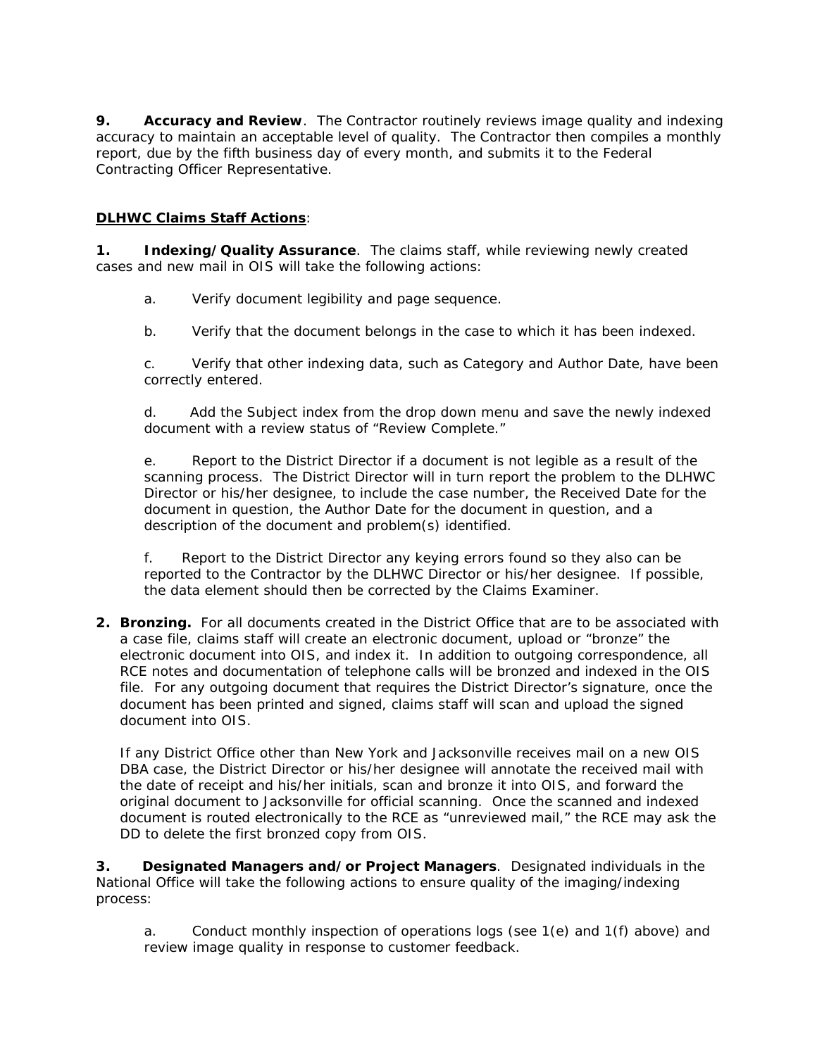**9. Accuracy and Review**. The Contractor routinely reviews image quality and indexing accuracy to maintain an acceptable level of quality. The Contractor then compiles a monthly report, due by the fifth business day of every month, and submits it to the Federal Contracting Officer Representative.

**DLHWC Claims Staff Actions**:

**1. Indexing/Quality Assurance**. The claims staff, while reviewing newly created cases and new mail in OIS will take the following actions:

a. Verify document legibility and page sequence.

b. Verify that the document belongs in the case to which it has been indexed.

c. Verify that other indexing data, such as Category and Author Date, have been correctly entered.

d. Add the Subject index from the drop down menu and save the newly indexed document with a review status of "Review Complete."

e. Report to the District Director if a document is not legible as a result of the scanning process. The District Director will in turn report the problem to the DLHWC Director or his/her designee, to include the case number, the Received Date for the document in question, the Author Date for the document in question, and a description of the document and problem(s) identified.

f. Report to the District Director any keying errors found so they also can be reported to the Contractor by the DLHWC Director or his/her designee. If possible, the data element should then be corrected by the Claims Examiner.

**2. Bronzing.** For all documents created in the District Office that are to be associated with a case file, claims staff will create an electronic document, upload or "bronze" the electronic document into OIS, and index it. In addition to outgoing correspondence, all RCE notes and documentation of telephone calls will be bronzed and indexed in the OIS file. For any outgoing document that requires the District Director's signature, once the document has been printed and signed, claims staff will scan and upload the signed document into OIS.

If any District Office other than New York and Jacksonville receives mail on a new OIS DBA case, the District Director or his/her designee will annotate the received mail with the date of receipt and his/her initials, scan and bronze it into OIS, and forward the original document to Jacksonville for official scanning. Once the scanned and indexed document is routed electronically to the RCE as "unreviewed mail," the RCE may ask the DD to delete the first bronzed copy from OIS.

**3. Designated Managers and/or Project Managers**. Designated individuals in the National Office will take the following actions to ensure quality of the imaging/indexing process:

a. Conduct monthly inspection of operations logs (see 1(e) and 1(f) above) and review image quality in response to customer feedback.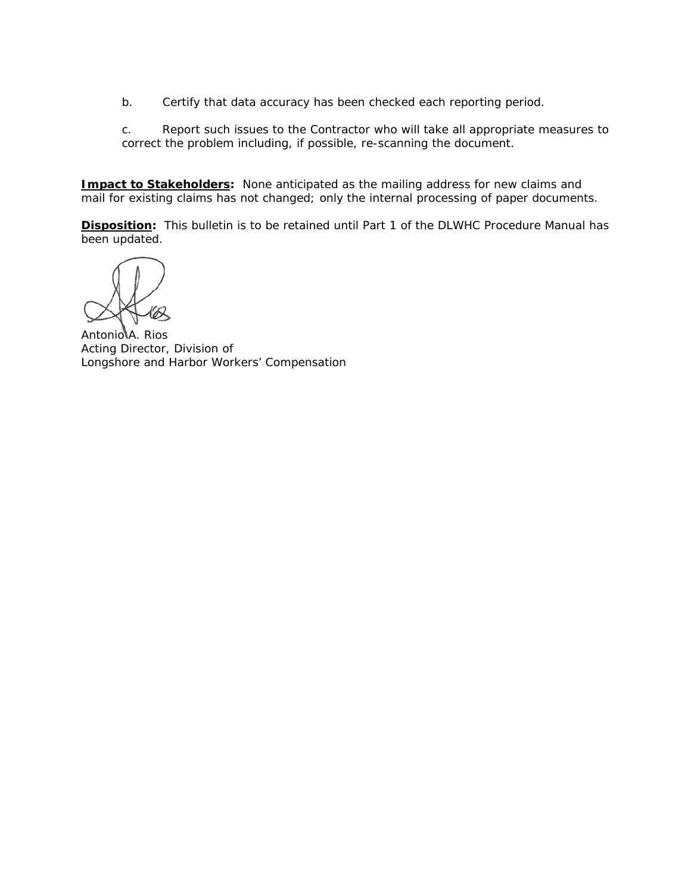b. Certify that data accuracy has been checked each reporting period.

c. Report such issues to the Contractor who will take all appropriate measures to correct the problem including, if possible, re-scanning the document.

**Impact to Stakeholders:** None anticipated as the mailing address for new claims and mail for existing claims has not changed; only the internal processing of paper documents.

**Disposition:** This bulletin is to be retained until Part 1 of the DLWHC Procedure Manual has been updated.

Antonio A. Rios
Acting Director, Division of
Longshore and Harbor Workers' Compensation